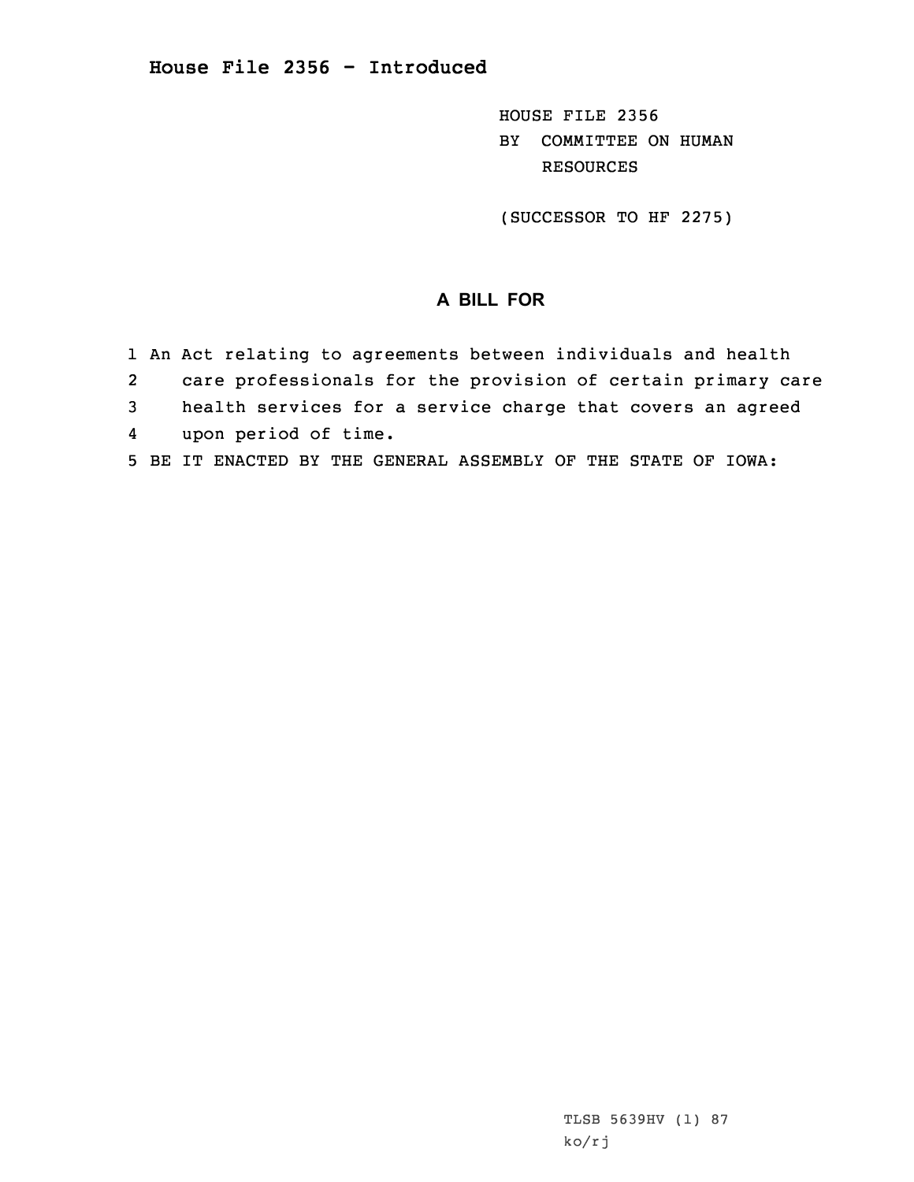# House File 2356 - Introduced

HOUSE FILE 2356
BY COMMITTEE ON HUMAN RESOURCES

(SUCCESSOR TO HF 2275)

## A BILL FOR

1 An Act relating to agreements between individuals and health
2 care professionals for the provision of certain primary care
3 health services for a service charge that covers an agreed
4 upon period of time.
5 BE IT ENACTED BY THE GENERAL ASSEMBLY OF THE STATE OF IOWA:

TLSB 5639HV (1) 87
ko/rj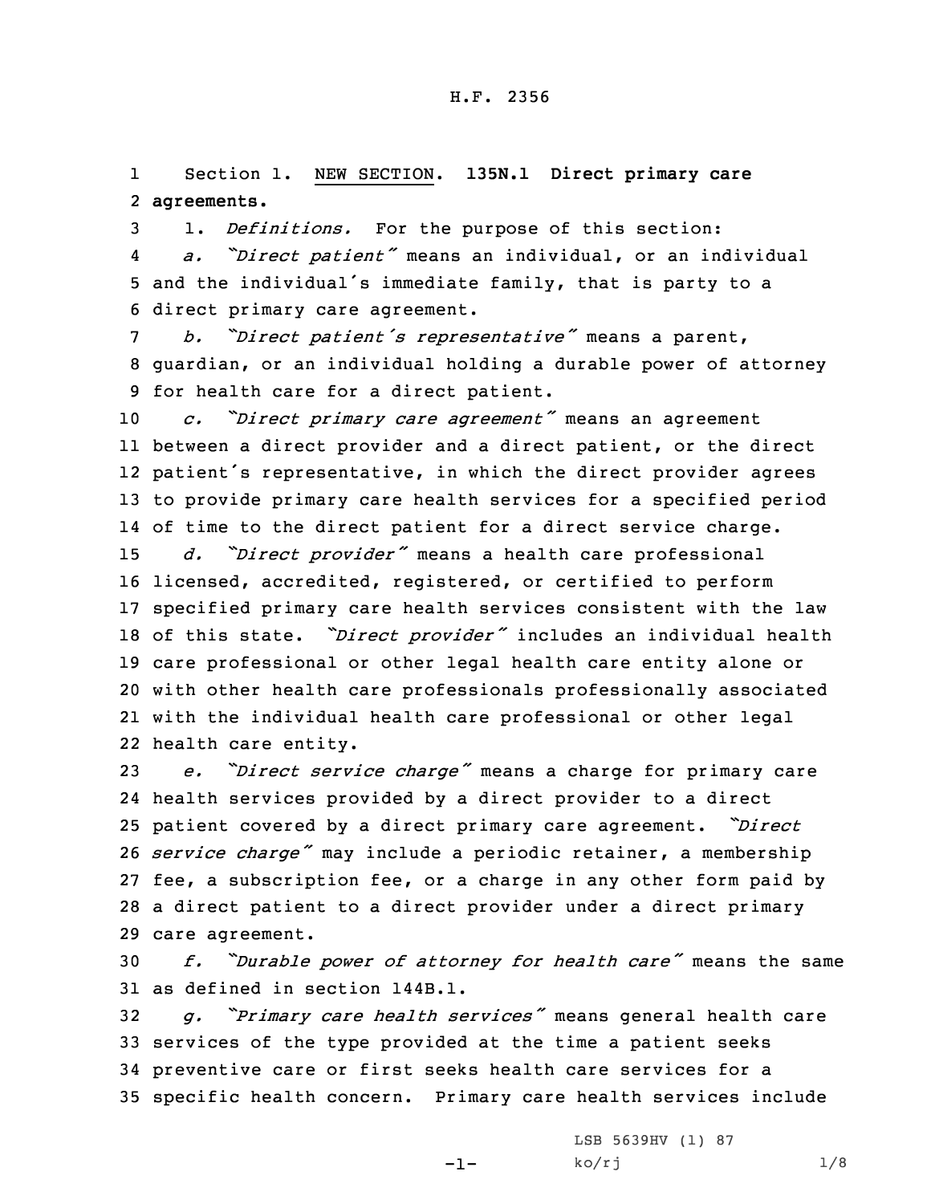Section 1. NEW SECTION. **135N.1 Direct primary care agreements.**

1. *Definitions.* For the purpose of this section:

*a. "Direct patient"* means an individual, or an individual and the individual's immediate family, that is party to a direct primary care agreement.

*b. "Direct patient's representative"* means a parent, guardian, or an individual holding a durable power of attorney for health care for a direct patient.

*c. "Direct primary care agreement"* means an agreement between a direct provider and a direct patient, or the direct patient's representative, in which the direct provider agrees to provide primary care health services for a specified period of time to the direct patient for a direct service charge.

*d. "Direct provider"* means a health care professional licensed, accredited, registered, or certified to perform specified primary care health services consistent with the law of this state. *"Direct provider"* includes an individual health care professional or other legal health care entity alone or with other health care professionals professionally associated with the individual health care professional or other legal health care entity.

*e. "Direct service charge"* means a charge for primary care health services provided by a direct provider to a direct patient covered by a direct primary care agreement. *"Direct service charge"* may include a periodic retainer, a membership fee, a subscription fee, or a charge in any other form paid by a direct patient to a direct provider under a direct primary care agreement.

*f. "Durable power of attorney for health care"* means the same as defined in section 144B.1.

*g. "Primary care health services"* means general health care services of the type provided at the time a patient seeks preventive care or first seeks health care services for a specific health concern. Primary care health services include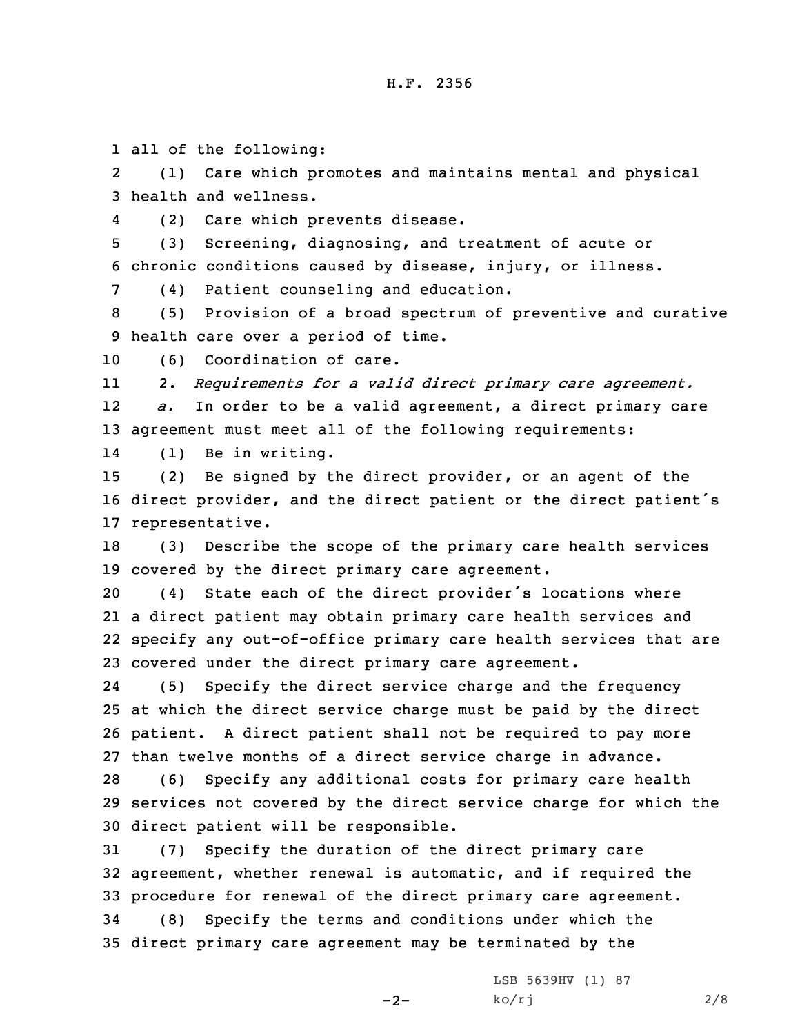all of the following:

(1) Care which promotes and maintains mental and physical health and wellness.

(2) Care which prevents disease.

(3) Screening, diagnosing, and treatment of acute or chronic conditions caused by disease, injury, or illness.

(4) Patient counseling and education.

(5) Provision of a broad spectrum of preventive and curative health care over a period of time.

(6) Coordination of care.

2. *Requirements for a valid direct primary care agreement.*

*a.* In order to be a valid agreement, a direct primary care agreement must meet all of the following requirements:

(1) Be in writing.

(2) Be signed by the direct provider, or an agent of the direct provider, and the direct patient or the direct patient's representative.

(3) Describe the scope of the primary care health services covered by the direct primary care agreement.

(4) State each of the direct provider's locations where a direct patient may obtain primary care health services and specify any out-of-office primary care health services that are covered under the direct primary care agreement.

(5) Specify the direct service charge and the frequency at which the direct service charge must be paid by the direct patient. A direct patient shall not be required to pay more than twelve months of a direct service charge in advance.

(6) Specify any additional costs for primary care health services not covered by the direct service charge for which the direct patient will be responsible.

(7) Specify the duration of the direct primary care agreement, whether renewal is automatic, and if required the procedure for renewal of the direct primary care agreement.

(8) Specify the terms and conditions under which the direct primary care agreement may be terminated by the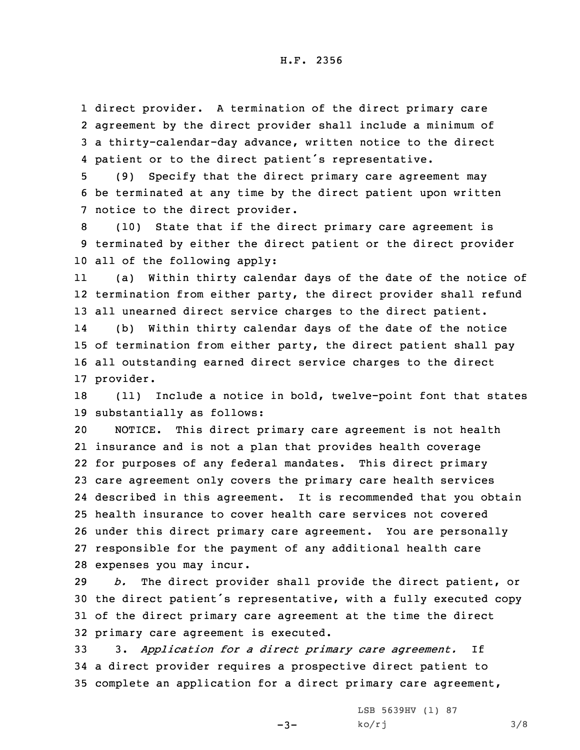direct provider. A termination of the direct primary care agreement by the direct provider shall include a minimum of a thirty-calendar-day advance, written notice to the direct patient or to the direct patient's representative.

(9) Specify that the direct primary care agreement may be terminated at any time by the direct patient upon written notice to the direct provider.

(10) State that if the direct primary care agreement is terminated by either the direct patient or the direct provider all of the following apply:

(a) Within thirty calendar days of the date of the notice of termination from either party, the direct provider shall refund all unearned direct service charges to the direct patient.

(b) Within thirty calendar days of the date of the notice of termination from either party, the direct patient shall pay all outstanding earned direct service charges to the direct provider.

(11) Include a notice in bold, twelve-point font that states substantially as follows:

NOTICE. This direct primary care agreement is not health insurance and is not a plan that provides health coverage for purposes of any federal mandates. This direct primary care agreement only covers the primary care health services described in this agreement. It is recommended that you obtain health insurance to cover health care services not covered under this direct primary care agreement. You are personally responsible for the payment of any additional health care expenses you may incur.

*b.* The direct provider shall provide the direct patient, or the direct patient's representative, with a fully executed copy of the direct primary care agreement at the time the direct primary care agreement is executed.

3. *Application for a direct primary care agreement.* If a direct provider requires a prospective direct patient to complete an application for a direct primary care agreement,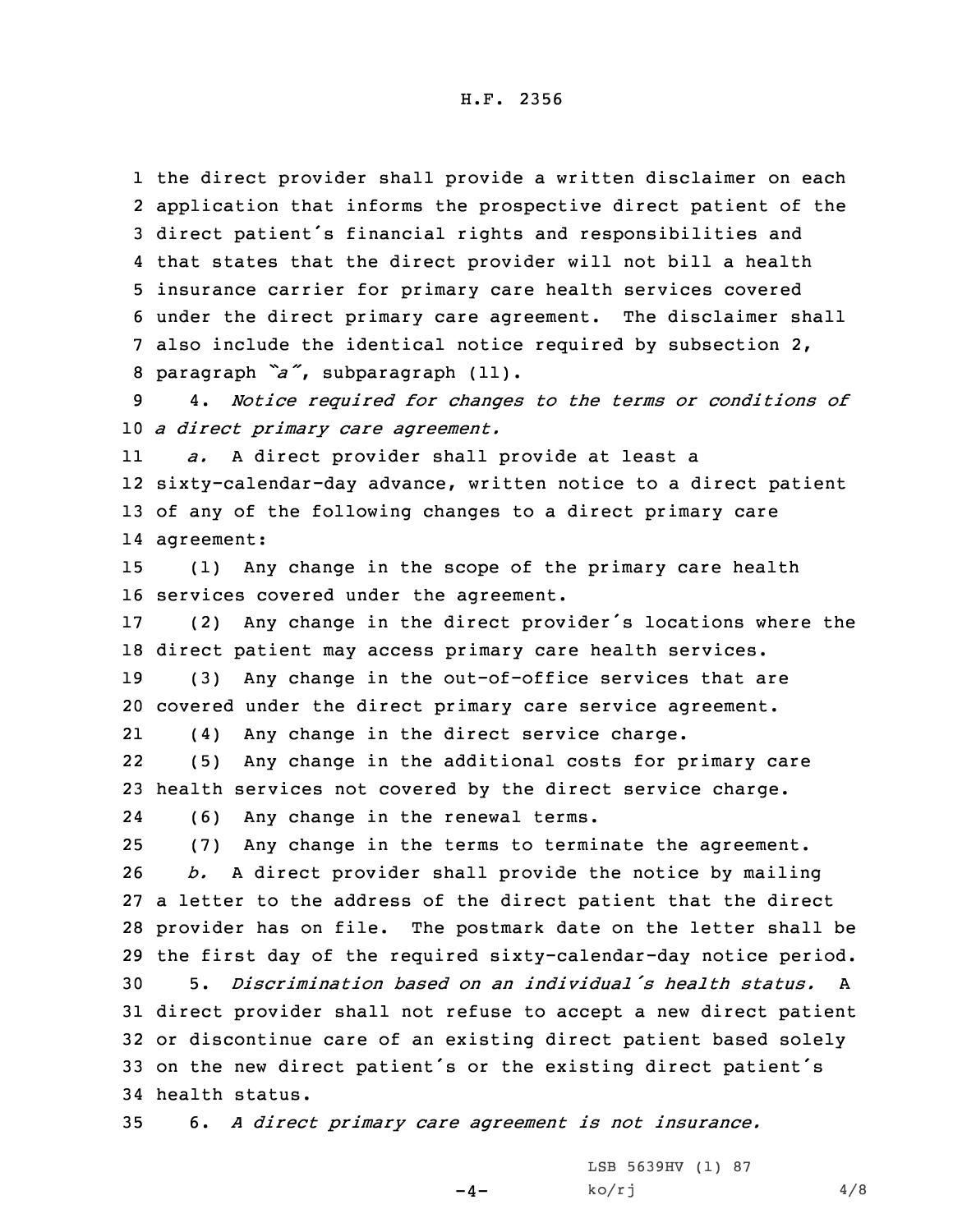the direct provider shall provide a written disclaimer on each application that informs the prospective direct patient of the direct patient's financial rights and responsibilities and that states that the direct provider will not bill a health insurance carrier for primary care health services covered under the direct primary care agreement. The disclaimer shall also include the identical notice required by subsection 2, paragraph *"a"*, subparagraph (11).

4. *Notice required for changes to the terms or conditions of a direct primary care agreement.*

*a.* A direct provider shall provide at least a sixty-calendar-day advance, written notice to a direct patient of any of the following changes to a direct primary care agreement:

(1) Any change in the scope of the primary care health services covered under the agreement.

(2) Any change in the direct provider's locations where the direct patient may access primary care health services.

(3) Any change in the out-of-office services that are covered under the direct primary care service agreement.

(4) Any change in the direct service charge.

(5) Any change in the additional costs for primary care health services not covered by the direct service charge.

(6) Any change in the renewal terms.

(7) Any change in the terms to terminate the agreement.

*b.* A direct provider shall provide the notice by mailing a letter to the address of the direct patient that the direct provider has on file. The postmark date on the letter shall be the first day of the required sixty-calendar-day notice period.

5. *Discrimination based on an individual's health status.* A direct provider shall not refuse to accept a new direct patient or discontinue care of an existing direct patient based solely on the new direct patient's or the existing direct patient's health status.

6. *A direct primary care agreement is not insurance.*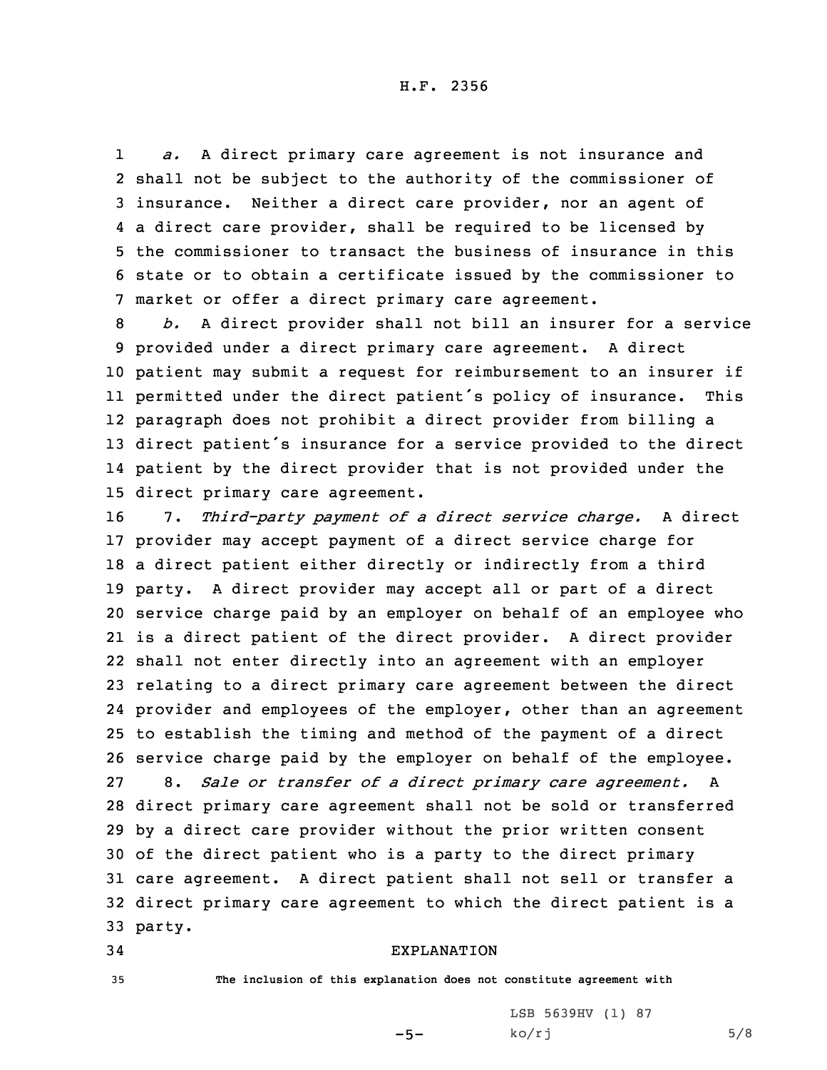*a.* A direct primary care agreement is not insurance and shall not be subject to the authority of the commissioner of insurance. Neither a direct care provider, nor an agent of a direct care provider, shall be required to be licensed by the commissioner to transact the business of insurance in this state or to obtain a certificate issued by the commissioner to market or offer a direct primary care agreement.

*b.* A direct provider shall not bill an insurer for a service provided under a direct primary care agreement. A direct patient may submit a request for reimbursement to an insurer if permitted under the direct patient's policy of insurance. This paragraph does not prohibit a direct provider from billing a direct patient's insurance for a service provided to the direct patient by the direct provider that is not provided under the direct primary care agreement.

7. *Third-party payment of a direct service charge.* A direct provider may accept payment of a direct service charge for a direct patient either directly or indirectly from a third party. A direct provider may accept all or part of a direct service charge paid by an employer on behalf of an employee who is a direct patient of the direct provider. A direct provider shall not enter directly into an agreement with an employer relating to a direct primary care agreement between the direct provider and employees of the employer, other than an agreement to establish the timing and method of the payment of a direct service charge paid by the employer on behalf of the employee.

8. *Sale or transfer of a direct primary care agreement.* A direct primary care agreement shall not be sold or transferred by a direct care provider without the prior written consent of the direct patient who is a party to the direct primary care agreement. A direct patient shall not sell or transfer a direct primary care agreement to which the direct patient is a party.

EXPLANATION

The inclusion of this explanation does not constitute agreement with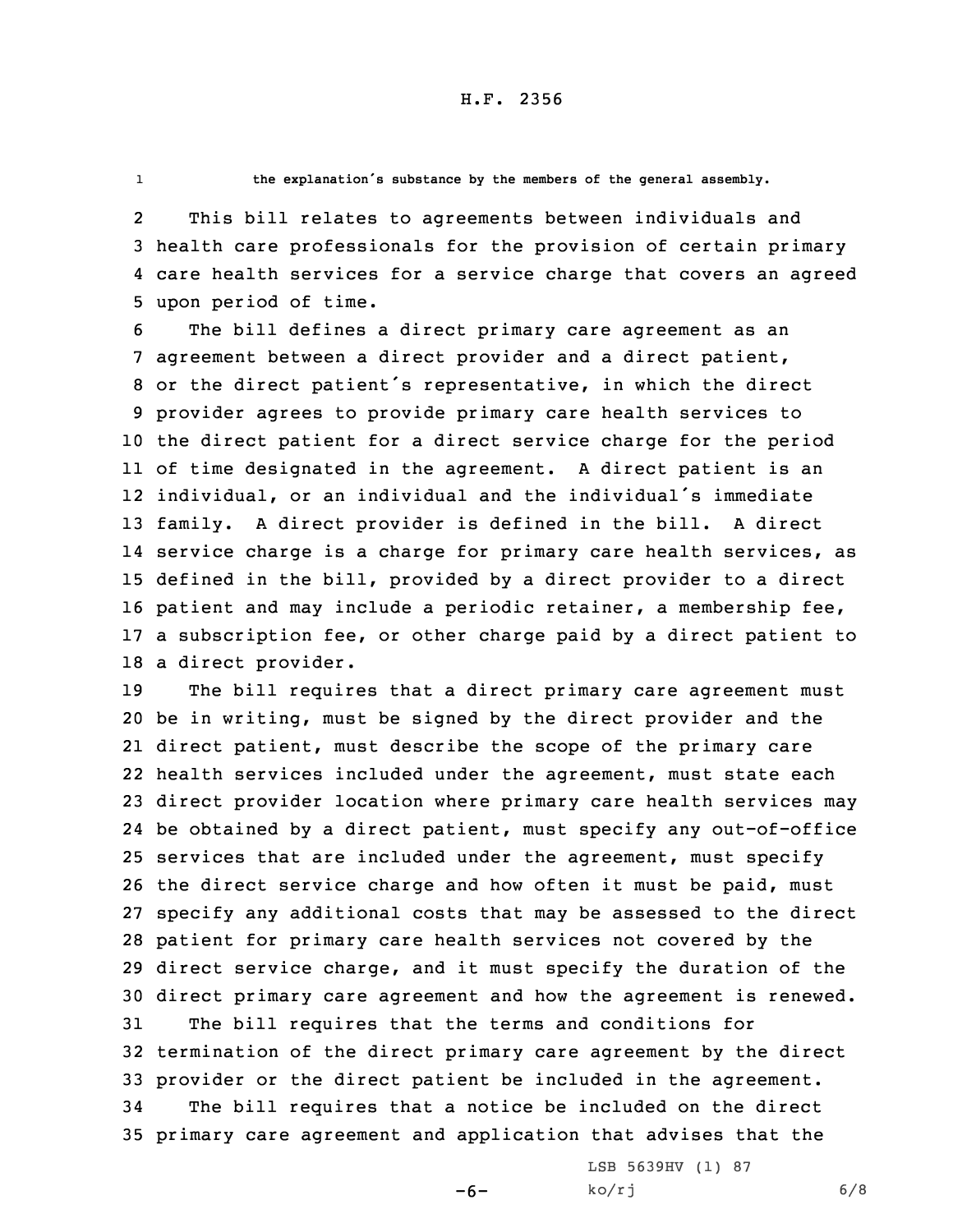the explanation's substance by the members of the general assembly.

This bill relates to agreements between individuals and health care professionals for the provision of certain primary care health services for a service charge that covers an agreed upon period of time.

The bill defines a direct primary care agreement as an agreement between a direct provider and a direct patient, or the direct patient's representative, in which the direct provider agrees to provide primary care health services to the direct patient for a direct service charge for the period of time designated in the agreement. A direct patient is an individual, or an individual and the individual's immediate family. A direct provider is defined in the bill. A direct service charge is a charge for primary care health services, as defined in the bill, provided by a direct provider to a direct patient and may include a periodic retainer, a membership fee, a subscription fee, or other charge paid by a direct patient to a direct provider.

The bill requires that a direct primary care agreement must be in writing, must be signed by the direct provider and the direct patient, must describe the scope of the primary care health services included under the agreement, must state each direct provider location where primary care health services may be obtained by a direct patient, must specify any out-of-office services that are included under the agreement, must specify the direct service charge and how often it must be paid, must specify any additional costs that may be assessed to the direct patient for primary care health services not covered by the direct service charge, and it must specify the duration of the direct primary care agreement and how the agreement is renewed.

The bill requires that the terms and conditions for termination of the direct primary care agreement by the direct provider or the direct patient be included in the agreement.

The bill requires that a notice be included on the direct primary care agreement and application that advises that the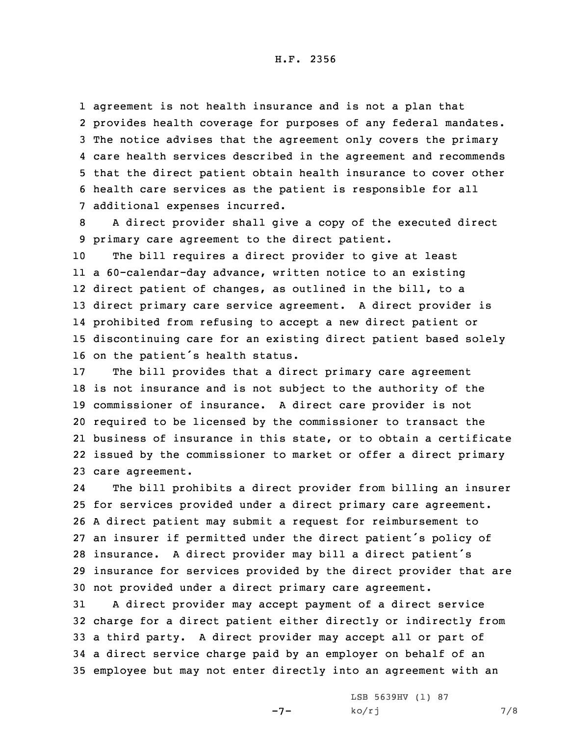agreement is not health insurance and is not a plan that provides health coverage for purposes of any federal mandates. The notice advises that the agreement only covers the primary care health services described in the agreement and recommends that the direct patient obtain health insurance to cover other health care services as the patient is responsible for all additional expenses incurred.

A direct provider shall give a copy of the executed direct primary care agreement to the direct patient.

The bill requires a direct provider to give at least a 60-calendar-day advance, written notice to an existing direct patient of changes, as outlined in the bill, to a direct primary care service agreement. A direct provider is prohibited from refusing to accept a new direct patient or discontinuing care for an existing direct patient based solely on the patient's health status.

The bill provides that a direct primary care agreement is not insurance and is not subject to the authority of the commissioner of insurance. A direct care provider is not required to be licensed by the commissioner to transact the business of insurance in this state, or to obtain a certificate issued by the commissioner to market or offer a direct primary care agreement.

The bill prohibits a direct provider from billing an insurer for services provided under a direct primary care agreement. A direct patient may submit a request for reimbursement to an insurer if permitted under the direct patient's policy of insurance. A direct provider may bill a direct patient's insurance for services provided by the direct provider that are not provided under a direct primary care agreement.

A direct provider may accept payment of a direct service charge for a direct patient either directly or indirectly from a third party. A direct provider may accept all or part of a direct service charge paid by an employer on behalf of an employee but may not enter directly into an agreement with an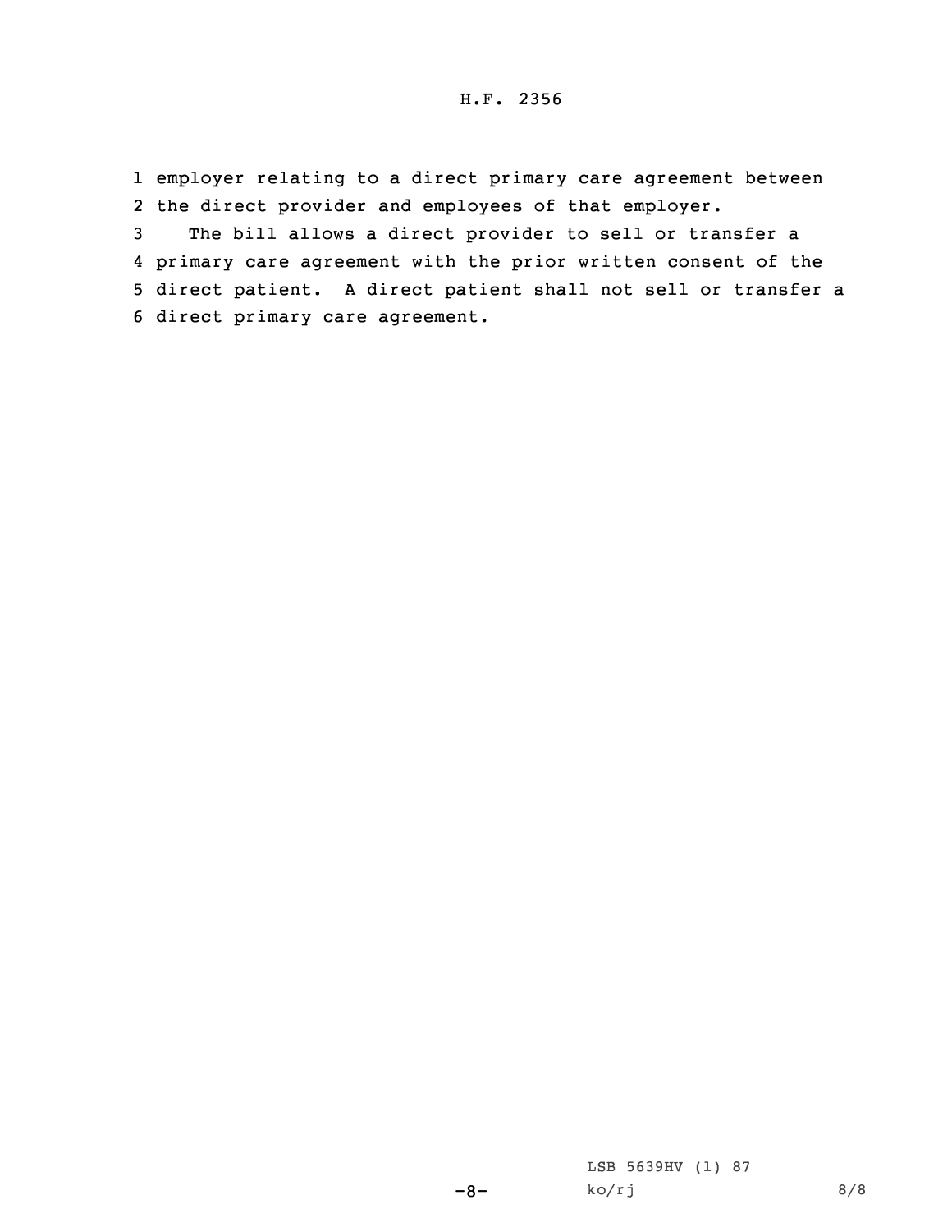employer relating to a direct primary care agreement between the direct provider and employees of that employer.

The bill allows a direct provider to sell or transfer a primary care agreement with the prior written consent of the direct patient. A direct patient shall not sell or transfer a direct primary care agreement.